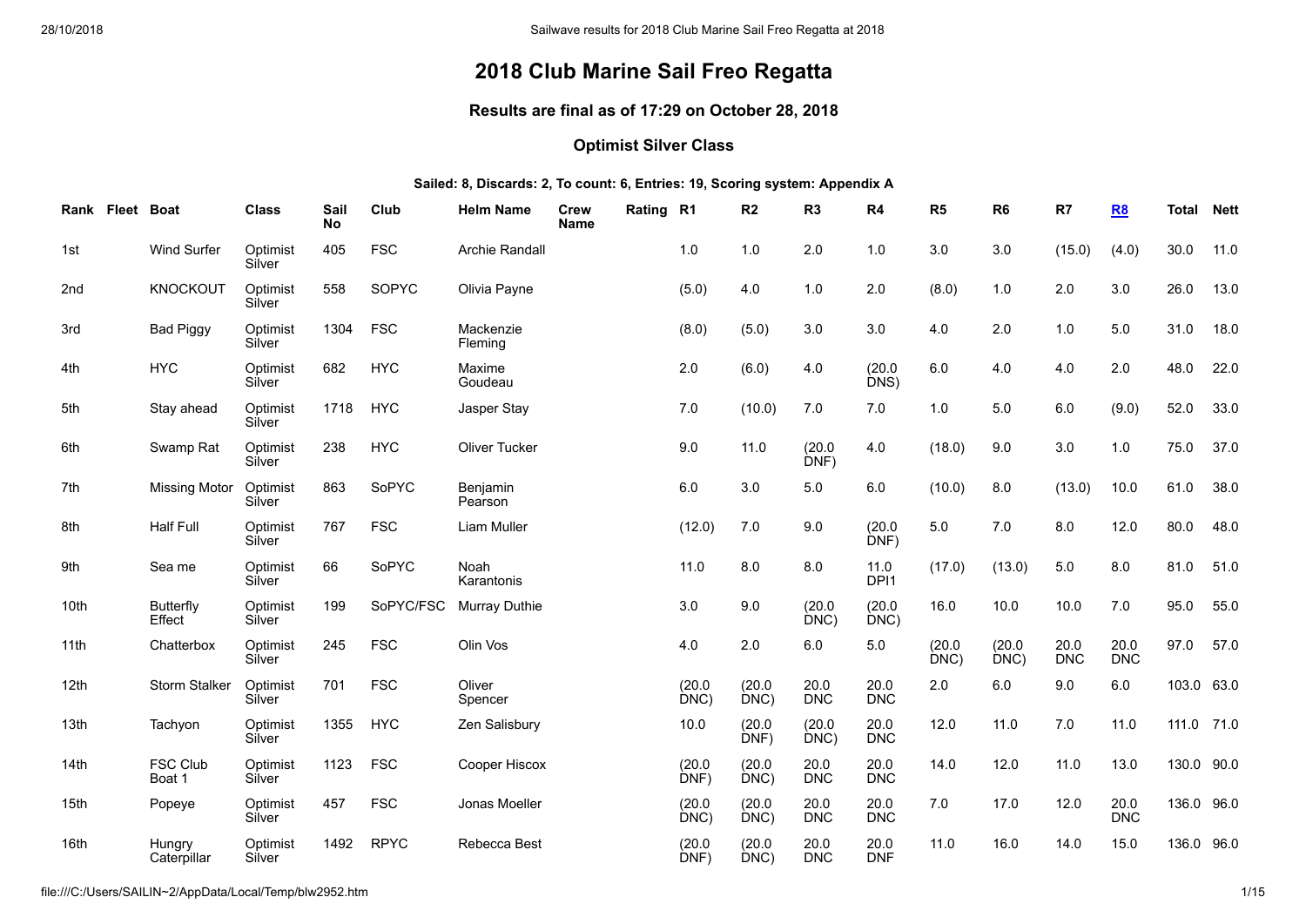# 2018 Club Marine Sail Freo Regatta

### Results are final as of 17:29 on October 28, 2018

### Optimist Silver Class

**Sailed: 8, Discards: 2, To count: 6, Entries: 19, Scoring system: Appendix A**

| Rank | Fleet | Boat | Class | Sail No | Club | Helm Name | Crew Name | Rating | R1 | R2 | R3 | R4 | R5 | R6 | R7 | R8 | Total | Nett |
|---|---|---|---|---|---|---|---|---|---|---|---|---|---|---|---|---|---|---|
| 1st | | Wind Surfer | Optimist Silver | 405 | FSC | Archie Randall | | | 1.0 | 1.0 | 2.0 | 1.0 | 3.0 | 3.0 | (15.0) | (4.0) | 30.0 | 11.0 |
| 2nd | | KNOCKOUT | Optimist Silver | 558 | SOPYC | Olivia Payne | | | (5.0) | 4.0 | 1.0 | 2.0 | (8.0) | 1.0 | 2.0 | 3.0 | 26.0 | 13.0 |
| 3rd | | Bad Piggy | Optimist Silver | 1304 | FSC | Mackenzie Fleming | | | (8.0) | (5.0) | 3.0 | 3.0 | 4.0 | 2.0 | 1.0 | 5.0 | 31.0 | 18.0 |
| 4th | | HYC | Optimist Silver | 682 | HYC | Maxime Goudeau | | | 2.0 | (6.0) | 4.0 | (20.0 DNS) | 6.0 | 4.0 | 4.0 | 2.0 | 48.0 | 22.0 |
| 5th | | Stay ahead | Optimist Silver | 1718 | HYC | Jasper Stay | | | 7.0 | (10.0) | 7.0 | 7.0 | 1.0 | 5.0 | 6.0 | (9.0) | 52.0 | 33.0 |
| 6th | | Swamp Rat | Optimist Silver | 238 | HYC | Oliver Tucker | | | 9.0 | 11.0 | (20.0 DNF) | 4.0 | (18.0) | 9.0 | 3.0 | 1.0 | 75.0 | 37.0 |
| 7th | | Missing Motor | Optimist Silver | 863 | SoPYC | Benjamin Pearson | | | 6.0 | 3.0 | 5.0 | 6.0 | (10.0) | 8.0 | (13.0) | 10.0 | 61.0 | 38.0 |
| 8th | | Half Full | Optimist Silver | 767 | FSC | Liam Muller | | | (12.0) | 7.0 | 9.0 | (20.0 DNF) | 5.0 | 7.0 | 8.0 | 12.0 | 80.0 | 48.0 |
| 9th | | Sea me | Optimist Silver | 66 | SoPYC | Noah Karantonis | | | 11.0 | 8.0 | 8.0 | 11.0 DPI1 | (17.0) | (13.0) | 5.0 | 8.0 | 81.0 | 51.0 |
| 10th | | Butterfly Effect | Optimist Silver | 199 | SoPYC/FSC | Murray Duthie | | | 3.0 | 9.0 | (20.0 DNC) | (20.0 DNC) | 16.0 | 10.0 | 10.0 | 7.0 | 95.0 | 55.0 |
| 11th | | Chatterbox | Optimist Silver | 245 | FSC | Olin Vos | | | 4.0 | 2.0 | 6.0 | 5.0 | (20.0 DNC) | (20.0 DNC) | 20.0 DNC | 20.0 DNC | 97.0 | 57.0 |
| 12th | | Storm Stalker | Optimist Silver | 701 | FSC | Oliver Spencer | | | (20.0 DNC) | (20.0 DNC) | 20.0 DNC | 20.0 DNC | 2.0 | 6.0 | 9.0 | 6.0 | 103.0 | 63.0 |
| 13th | | Tachyon | Optimist Silver | 1355 | HYC | Zen Salisbury | | | 10.0 | (20.0 DNF) | (20.0 DNC) | 20.0 DNC | 12.0 | 11.0 | 7.0 | 11.0 | 111.0 | 71.0 |
| 14th | | FSC Club Boat 1 | Optimist Silver | 1123 | FSC | Cooper Hiscox | | | (20.0 DNF) | (20.0 DNC) | 20.0 DNC | 20.0 DNC | 14.0 | 12.0 | 11.0 | 13.0 | 130.0 | 90.0 |
| 15th | | Popeye | Optimist Silver | 457 | FSC | Jonas Moeller | | | (20.0 DNC) | (20.0 DNC) | 20.0 DNC | 20.0 DNC | 7.0 | 17.0 | 12.0 | 20.0 DNC | 136.0 | 96.0 |
| 16th | | Hungry Caterpillar | Optimist Silver | 1492 | RPYC | Rebecca Best | | | (20.0 DNF) | (20.0 DNC) | 20.0 DNC | 20.0 DNF | 11.0 | 16.0 | 14.0 | 15.0 | 136.0 | 96.0 |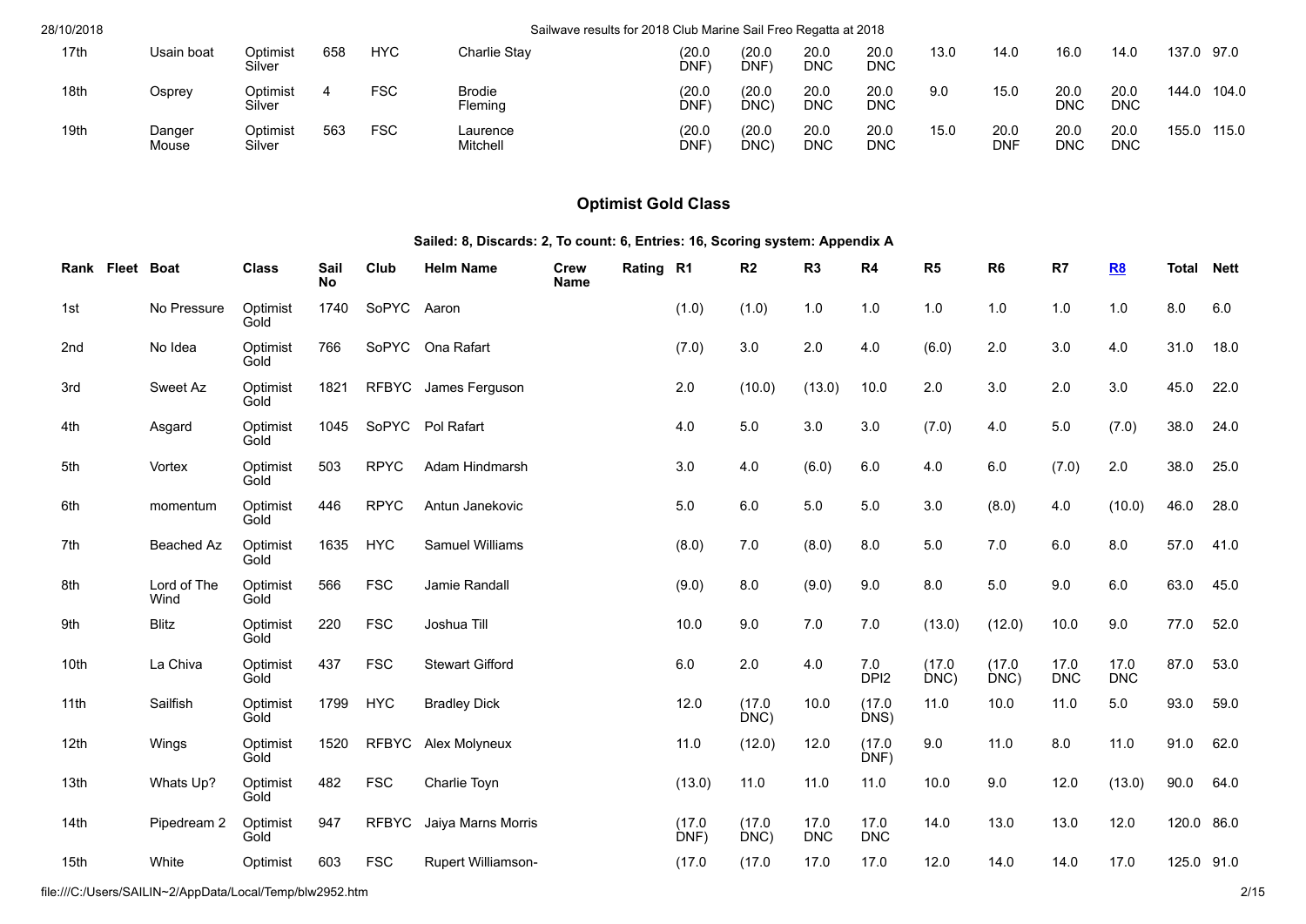| Rank | Fleet | Boat | Class | Sail No | Club | Helm Name | Crew Name | Rating | R1 | R2 | R3 | R4 | R5 | R6 | R7 | R8 | Total | Nett |
|---|---|---|---|---|---|---|---|---|---|---|---|---|---|---|---|---|---|---|
| 17th | | Usain boat | Optimist Silver | 658 | HYC | Charlie Stay | | | (20.0 DNF) | (20.0 DNF) | 20.0 DNC | 20.0 DNC | 13.0 | 14.0 | 16.0 | 14.0 | 137.0 | 97.0 |
| 18th | | Osprey | Optimist Silver | 4 | FSC | Brodie Fleming | | | (20.0 DNF) | (20.0 DNC) | 20.0 DNC | 20.0 DNC | 9.0 | 15.0 | 20.0 DNC | 20.0 DNC | 144.0 | 104.0 |
| 19th | | Danger Mouse | Optimist Silver | 563 | FSC | Laurence Mitchell | | | (20.0 DNF) | (20.0 DNC) | 20.0 DNC | 20.0 DNC | 15.0 | 20.0 DNF | 20.0 DNC | 20.0 DNC | 155.0 | 115.0 |

## Optimist Gold Class

**Sailed: 8, Discards: 2, To count: 6, Entries: 16, Scoring system: Appendix A**

| Rank | Fleet | Boat | Class | Sail No | Club | Helm Name | Crew Name | Rating | R1 | R2 | R3 | R4 | R5 | R6 | R7 | R8 | Total | Nett |
|---|---|---|---|---|---|---|---|---|---|---|---|---|---|---|---|---|---|---|
| 1st | | No Pressure | Optimist Gold | 1740 | SoPYC | Aaron | | | (1.0) | (1.0) | 1.0 | 1.0 | 1.0 | 1.0 | 1.0 | 1.0 | 8.0 | 6.0 |
| 2nd | | No Idea | Optimist Gold | 766 | SoPYC | Ona Rafart | | | (7.0) | 3.0 | 2.0 | 4.0 | (6.0) | 2.0 | 3.0 | 4.0 | 31.0 | 18.0 |
| 3rd | | Sweet Az | Optimist Gold | 1821 | RFBYC | James Ferguson | | | 2.0 | (10.0) | (13.0) | 10.0 | 2.0 | 3.0 | 2.0 | 3.0 | 45.0 | 22.0 |
| 4th | | Asgard | Optimist Gold | 1045 | SoPYC | Pol Rafart | | | 4.0 | 5.0 | 3.0 | 3.0 | (7.0) | 4.0 | 5.0 | (7.0) | 38.0 | 24.0 |
| 5th | | Vortex | Optimist Gold | 503 | RPYC | Adam Hindmarsh | | | 3.0 | 4.0 | (6.0) | 6.0 | 4.0 | 6.0 | (7.0) | 2.0 | 38.0 | 25.0 |
| 6th | | momentum | Optimist Gold | 446 | RPYC | Antun Janekovic | | | 5.0 | 6.0 | 5.0 | 5.0 | 3.0 | (8.0) | 4.0 | (10.0) | 46.0 | 28.0 |
| 7th | | Beached Az | Optimist Gold | 1635 | HYC | Samuel Williams | | | (8.0) | 7.0 | (8.0) | 8.0 | 5.0 | 7.0 | 6.0 | 8.0 | 57.0 | 41.0 |
| 8th | | Lord of The Wind | Optimist Gold | 566 | FSC | Jamie Randall | | | (9.0) | 8.0 | (9.0) | 9.0 | 8.0 | 5.0 | 9.0 | 6.0 | 63.0 | 45.0 |
| 9th | | Blitz | Optimist Gold | 220 | FSC | Joshua Till | | | 10.0 | 9.0 | 7.0 | 7.0 | (13.0) | (12.0) | 10.0 | 9.0 | 77.0 | 52.0 |
| 10th | | La Chiva | Optimist Gold | 437 | FSC | Stewart Gifford | | | 6.0 | 2.0 | 4.0 | 7.0 DPI2 | (17.0 DNC) | (17.0 DNC) | 17.0 DNC | 17.0 DNC | 87.0 | 53.0 |
| 11th | | Sailfish | Optimist Gold | 1799 | HYC | Bradley Dick | | | 12.0 | (17.0 DNC) | 10.0 | (17.0 DNS) | 11.0 | 10.0 | 11.0 | 5.0 | 93.0 | 59.0 |
| 12th | | Wings | Optimist Gold | 1520 | RFBYC | Alex Molyneux | | | 11.0 | (12.0) | 12.0 | (17.0 DNF) | 9.0 | 11.0 | 8.0 | 11.0 | 91.0 | 62.0 |
| 13th | | Whats Up? | Optimist Gold | 482 | FSC | Charlie Toyn | | | (13.0) | 11.0 | 11.0 | 11.0 | 10.0 | 9.0 | 12.0 | (13.0) | 90.0 | 64.0 |
| 14th | | Pipedream 2 | Optimist Gold | 947 | RFBYC | Jaiya Marns Morris | | | (17.0 DNF) | (17.0 DNC) | 17.0 DNC | 17.0 DNC | 14.0 | 13.0 | 13.0 | 12.0 | 120.0 | 86.0 |
| 15th | | White | Optimist | 603 | FSC | Rupert Williamson- | | | (17.0 | (17.0 | 17.0 | 17.0 | 12.0 | 14.0 | 14.0 | 17.0 | 125.0 | 91.0 |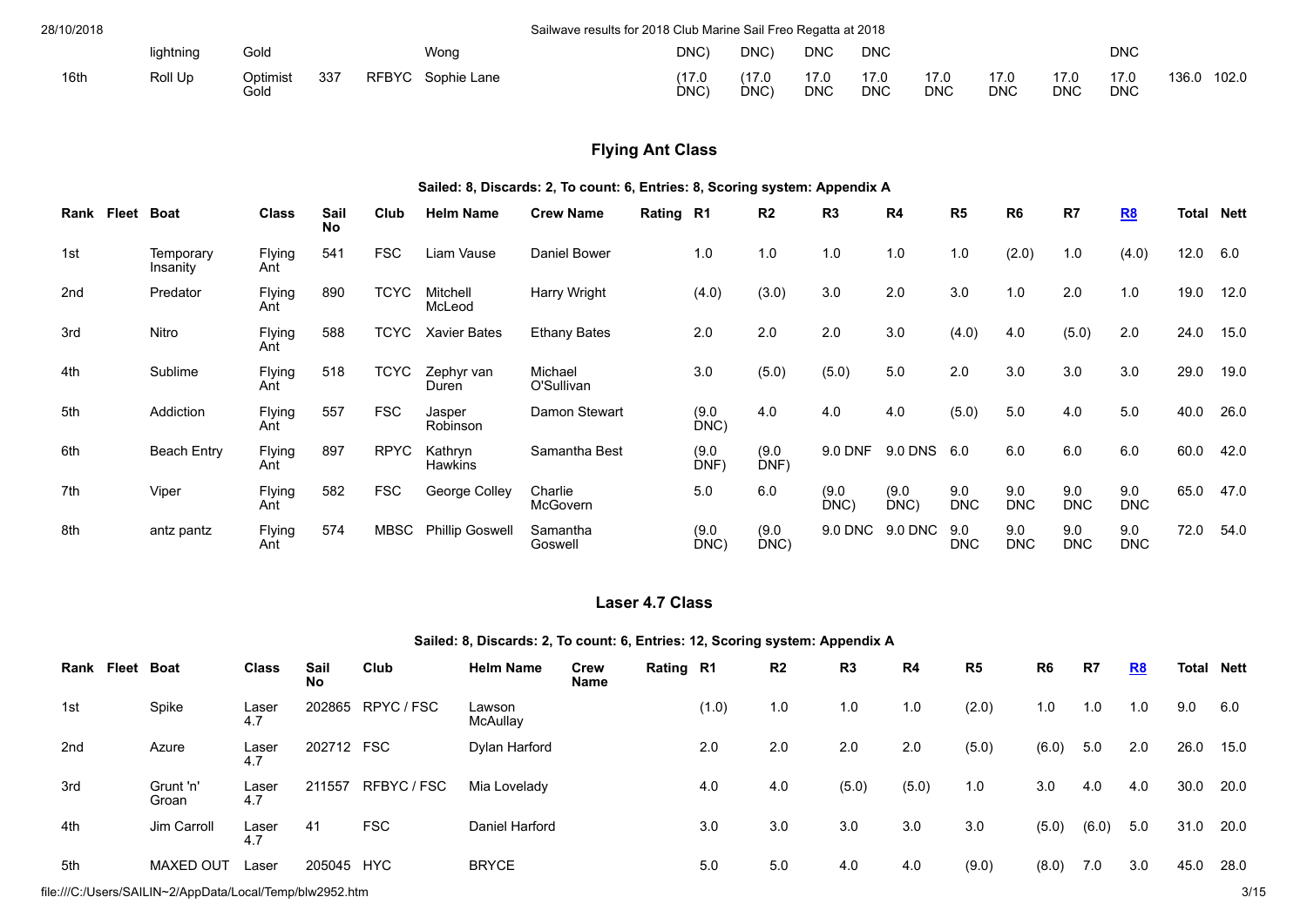| | | lightning | Gold | | | Wong | | | DNC) | DNC) | DNC | DNC | | | | DNC | | |
|---|---|---|---|---|---|---|---|---|---|---|---|---|---|---|---|---|---|---|
| 16th | | Roll Up | Optimist Gold | 337 | RFBYC | Sophie Lane | | | (17.0 DNC) | (17.0 DNC) | 17.0 DNC | 17.0 DNC | 17.0 DNC | 17.0 DNC | 17.0 DNC | 17.0 DNC | 136.0 | 102.0 |

## Flying Ant Class

### Sailed: 8, Discards: 2, To count: 6, Entries: 8, Scoring system: Appendix A

| Rank | Fleet | Boat | Class | Sail No | Club | Helm Name | Crew Name | Rating | R1 | R2 | R3 | R4 | R5 | R6 | R7 | R8 | Total | Nett |
|---|---|---|---|---|---|---|---|---|---|---|---|---|---|---|---|---|---|---|
| 1st | | Temporary Insanity | Flying Ant | 541 | FSC | Liam Vause | Daniel Bower | | 1.0 | 1.0 | 1.0 | 1.0 | 1.0 | (2.0) | 1.0 | (4.0) | 12.0 | 6.0 |
| 2nd | | Predator | Flying Ant | 890 | TCYC | Mitchell McLeod | Harry Wright | | (4.0) | (3.0) | 3.0 | 2.0 | 3.0 | 1.0 | 2.0 | 1.0 | 19.0 | 12.0 |
| 3rd | | Nitro | Flying Ant | 588 | TCYC | Xavier Bates | Ethany Bates | | 2.0 | 2.0 | 2.0 | 3.0 | (4.0) | 4.0 | (5.0) | 2.0 | 24.0 | 15.0 |
| 4th | | Sublime | Flying Ant | 518 | TCYC | Zephyr van Duren | Michael O'Sullivan | | 3.0 | (5.0) | (5.0) | 5.0 | 2.0 | 3.0 | 3.0 | 3.0 | 29.0 | 19.0 |
| 5th | | Addiction | Flying Ant | 557 | FSC | Jasper Robinson | Damon Stewart | | (9.0 DNC) | 4.0 | 4.0 | 4.0 | (5.0) | 5.0 | 4.0 | 5.0 | 40.0 | 26.0 |
| 6th | | Beach Entry | Flying Ant | 897 | RPYC | Kathryn Hawkins | Samantha Best | | (9.0 DNF) | (9.0 DNF) | 9.0 DNF | 9.0 DNS | 6.0 | 6.0 | 6.0 | 6.0 | 60.0 | 42.0 |
| 7th | | Viper | Flying Ant | 582 | FSC | George Colley | Charlie McGovern | | 5.0 | 6.0 | (9.0 DNC) | (9.0 DNC) | 9.0 DNC | 9.0 DNC | 9.0 DNC | 9.0 DNC | 65.0 | 47.0 |
| 8th | | antz pantz | Flying Ant | 574 | MBSC | Phillip Goswell | Samantha Goswell | | (9.0 DNC) | (9.0 DNC) | 9.0 DNC | 9.0 DNC | 9.0 DNC | 9.0 DNC | 9.0 DNC | 9.0 DNC | 72.0 | 54.0 |

## Laser 4.7 Class

### Sailed: 8, Discards: 2, To count: 6, Entries: 12, Scoring system: Appendix A

| Rank | Fleet | Boat | Class | Sail No | Club | Helm Name | Crew Name | Rating | R1 | R2 | R3 | R4 | R5 | R6 | R7 | R8 | Total | Nett |
|---|---|---|---|---|---|---|---|---|---|---|---|---|---|---|---|---|---|---|
| 1st | | Spike | Laser 4.7 | 202865 | RPYC / FSC | Lawson McAullay | | | (1.0) | 1.0 | 1.0 | 1.0 | (2.0) | 1.0 | 1.0 | 1.0 | 9.0 | 6.0 |
| 2nd | | Azure | Laser 4.7 | 202712 | FSC | Dylan Harford | | | 2.0 | 2.0 | 2.0 | 2.0 | (5.0) | (6.0) | 5.0 | 2.0 | 26.0 | 15.0 |
| 3rd | | Grunt 'n' Groan | Laser 4.7 | 211557 | RFBYC / FSC | Mia Lovelady | | | 4.0 | 4.0 | (5.0) | (5.0) | 1.0 | 3.0 | 4.0 | 4.0 | 30.0 | 20.0 |
| 4th | | Jim Carroll | Laser 4.7 | 41 | FSC | Daniel Harford | | | 3.0 | 3.0 | 3.0 | 3.0 | 3.0 | (5.0) | (6.0) | 5.0 | 31.0 | 20.0 |
| 5th | | MAXED OUT | Laser | 205045 | HYC | BRYCE | | | 5.0 | 5.0 | 4.0 | 4.0 | (9.0) | (8.0) | 7.0 | 3.0 | 45.0 | 28.0 |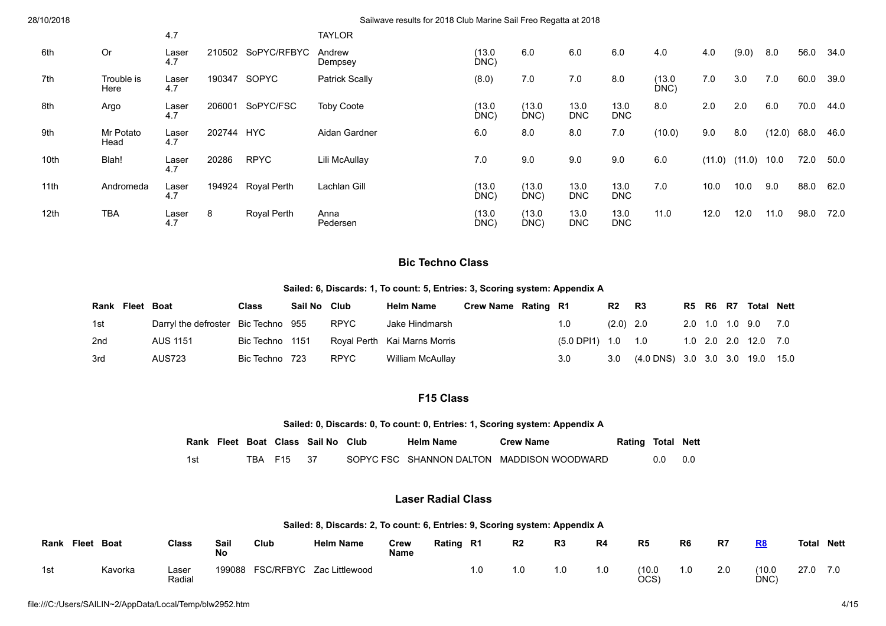| Rank | Fleet | Boat | Class | Sail No | Club | Helm Name | R1 | R2 | R3 | R4 | R5 | R6 | R7 | R8 | Total | Nett |
|---|---|---|---|---|---|---|---|---|---|---|---|---|---|---|---|---|
| | | | 4.7 | | | TAYLOR | | | | | | | | | | |
| 6th | | Or | Laser 4.7 | 210502 | SoPYC/RFBYC | Andrew Dempsey | (13.0 DNC) | 6.0 | 6.0 | 6.0 | 4.0 | 4.0 | (9.0) | 8.0 | 56.0 | 34.0 |
| 7th | | Trouble is Here | Laser 4.7 | 190347 | SOPYC | Patrick Scally | (8.0) | 7.0 | 7.0 | 8.0 | (13.0 DNC) | 7.0 | 3.0 | 7.0 | 60.0 | 39.0 |
| 8th | | Argo | Laser 4.7 | 206001 | SoPYC/FSC | Toby Coote | (13.0 DNC) | (13.0 DNC) | 13.0 DNC | 13.0 DNC | 8.0 | 2.0 | 2.0 | 6.0 | 70.0 | 44.0 |
| 9th | | Mr Potato Head | Laser 4.7 | 202744 | HYC | Aidan Gardner | 6.0 | 8.0 | 8.0 | 7.0 | (10.0) | 9.0 | 8.0 | (12.0) | 68.0 | 46.0 |
| 10th | | Blah! | Laser 4.7 | 20286 | RPYC | Lili McAullay | 7.0 | 9.0 | 9.0 | 9.0 | 6.0 | (11.0) | (11.0) | 10.0 | 72.0 | 50.0 |
| 11th | | Andromeda | Laser 4.7 | 194924 | Royal Perth | Lachlan Gill | (13.0 DNC) | (13.0 DNC) | 13.0 DNC | 13.0 DNC | 7.0 | 10.0 | 10.0 | 9.0 | 88.0 | 62.0 |
| 12th | | TBA | Laser 4.7 | 8 | Royal Perth | Anna Pedersen | (13.0 DNC) | (13.0 DNC) | 13.0 DNC | 13.0 DNC | 11.0 | 12.0 | 12.0 | 11.0 | 98.0 | 72.0 |

## Bic Techno Class

**Sailed: 6, Discards: 1, To count: 5, Entries: 3, Scoring system: Appendix A**

| Rank | Fleet | Boat | Class | Sail No | Club | Helm Name | Crew Name | Rating | R1 | R2 | R3 | R5 | R6 | R7 | Total | Nett |
|---|---|---|---|---|---|---|---|---|---|---|---|---|---|---|---|---|
| 1st | | Darryl the defroster | Bic Techno | 955 | RPYC | Jake Hindmarsh | | | 1.0 | (2.0) | 2.0 | 2.0 | 1.0 | 1.0 | 9.0 | 7.0 |
| 2nd | | AUS 1151 | Bic Techno | 1151 | Royal Perth | Kai Marns Morris | | | (5.0 DPI1) | 1.0 | 1.0 | 1.0 | 2.0 | 2.0 | 12.0 | 7.0 |
| 3rd | | AUS723 | Bic Techno | 723 | RPYC | William McAullay | | | 3.0 | 3.0 | (4.0 DNS) | 3.0 | 3.0 | 3.0 | 19.0 | 15.0 |

## F15 Class

**Sailed: 0, Discards: 0, To count: 0, Entries: 1, Scoring system: Appendix A**

| Rank | Fleet | Boat | Class | Sail No | Club | Helm Name | Crew Name | Rating | Total | Nett |
|---|---|---|---|---|---|---|---|---|---|---|
| 1st | | TBA | F15 | 37 | SOPYC FSC | SHANNON DALTON | MADDISON WOODWARD | | 0.0 | 0.0 |

## Laser Radial Class

**Sailed: 8, Discards: 2, To count: 6, Entries: 9, Scoring system: Appendix A**

| Rank | Fleet | Boat | Class | Sail No | Club | Helm Name | Crew Name | Rating | R1 | R2 | R3 | R4 | R5 | R6 | R7 | R8 | Total | Nett |
|---|---|---|---|---|---|---|---|---|---|---|---|---|---|---|---|---|---|---|
| 1st | | Kavorka | Laser Radial | 199088 | FSC/RFBYC | Zac Littlewood | | | 1.0 | 1.0 | 1.0 | 1.0 | (10.0 OCS) | 1.0 | 2.0 | (10.0 DNC) | 27.0 | 7.0 |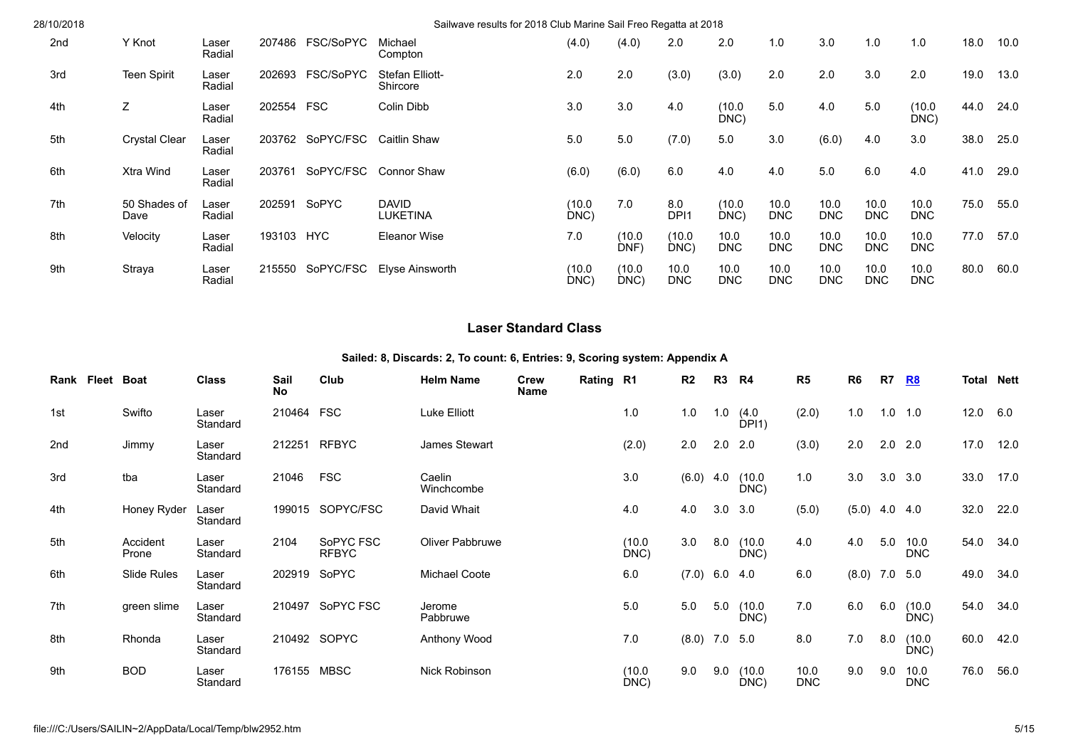| | | | | | | | | | | | | | | | | |
|---|---|---|---|---|---|---|---|---|---|---|---|---|---|---|---|---|
| 2nd | Y Knot | Laser Radial | 207486 | FSC/SoPYC | Michael Compton | (4.0) | (4.0) | 2.0 | 2.0 | 1.0 | 3.0 | 1.0 | 1.0 | 18.0 | 10.0 |
| 3rd | Teen Spirit | Laser Radial | 202693 | FSC/SoPYC | Stefan Elliott-Shircore | 2.0 | 2.0 | (3.0) | (3.0) | 2.0 | 2.0 | 3.0 | 2.0 | 19.0 | 13.0 |
| 4th | Z | Laser Radial | 202554 | FSC | Colin Dibb | 3.0 | 3.0 | 4.0 | (10.0 DNC) | 5.0 | 4.0 | 5.0 | (10.0 DNC) | 44.0 | 24.0 |
| 5th | Crystal Clear | Laser Radial | 203762 | SoPYC/FSC | Caitlin Shaw | 5.0 | 5.0 | (7.0) | 5.0 | 3.0 | (6.0) | 4.0 | 3.0 | 38.0 | 25.0 |
| 6th | Xtra Wind | Laser Radial | 203761 | SoPYC/FSC | Connor Shaw | (6.0) | (6.0) | 6.0 | 4.0 | 4.0 | 5.0 | 6.0 | 4.0 | 41.0 | 29.0 |
| 7th | 50 Shades of Dave | Laser Radial | 202591 | SoPYC | DAVID LUKETINA | (10.0 DNC) | 7.0 | 8.0 DPI1 | (10.0 DNC) | 10.0 DNC | 10.0 DNC | 10.0 DNC | 10.0 DNC | 75.0 | 55.0 |
| 8th | Velocity | Laser Radial | 193103 | HYC | Eleanor Wise | 7.0 | (10.0 DNF) | (10.0 DNC) | 10.0 DNC | 10.0 DNC | 10.0 DNC | 10.0 DNC | 10.0 DNC | 77.0 | 57.0 |
| 9th | Straya | Laser Radial | 215550 | SoPYC/FSC | Elyse Ainsworth | (10.0 DNC) | (10.0 DNC) | 10.0 DNC | 10.0 DNC | 10.0 DNC | 10.0 DNC | 10.0 DNC | 10.0 DNC | 80.0 | 60.0 |

## Laser Standard Class

**Sailed: 8, Discards: 2, To count: 6, Entries: 9, Scoring system: Appendix A**

| Rank | Fleet | Boat | Class | Sail No | Club | Helm Name | Crew Name | Rating | R1 | R2 | R3 | R4 | R5 | R6 | R7 | R8 | Total | Nett |
|---|---|---|---|---|---|---|---|---|---|---|---|---|---|---|---|---|---|---|
| 1st | | Swifto | Laser Standard | 210464 | FSC | Luke Elliott | | | 1.0 | 1.0 | 1.0 | (4.0 DPI1) | (2.0) | 1.0 | 1.0 | 1.0 | 12.0 | 6.0 |
| 2nd | | Jimmy | Laser Standard | 212251 | RFBYC | James Stewart | | | (2.0) | 2.0 | 2.0 | 2.0 | (3.0) | 2.0 | 2.0 | 2.0 | 17.0 | 12.0 |
| 3rd | | tba | Laser Standard | 21046 | FSC | Caelin Winchcombe | | | 3.0 | (6.0) | 4.0 | (10.0 DNC) | 1.0 | 3.0 | 3.0 | 3.0 | 33.0 | 17.0 |
| 4th | | Honey Ryder | Laser Standard | 199015 | SOPYC/FSC | David Whait | | | 4.0 | 4.0 | 3.0 | 3.0 | (5.0) | (5.0) | 4.0 | 4.0 | 32.0 | 22.0 |
| 5th | | Accident Prone | Laser Standard | 2104 | SoPYC FSC RFBYC | Oliver Pabbruwe | | | (10.0 DNC) | 3.0 | 8.0 | (10.0 DNC) | 4.0 | 4.0 | 5.0 | 10.0 DNC | 54.0 | 34.0 |
| 6th | | Slide Rules | Laser Standard | 202919 | SoPYC | Michael Coote | | | 6.0 | (7.0) | 6.0 | 4.0 | 6.0 | (8.0) | 7.0 | 5.0 | 49.0 | 34.0 |
| 7th | | green slime | Laser Standard | 210497 | SoPYC FSC | Jerome Pabbruwe | | | 5.0 | 5.0 | 5.0 | (10.0 DNC) | 7.0 | 6.0 | 6.0 | (10.0 DNC) | 54.0 | 34.0 |
| 8th | | Rhonda | Laser Standard | 210492 | SOPYC | Anthony Wood | | | 7.0 | (8.0) | 7.0 | 5.0 | 8.0 | 7.0 | 8.0 | (10.0 DNC) | 60.0 | 42.0 |
| 9th | | BOD | Laser Standard | 176155 | MBSC | Nick Robinson | | | (10.0 DNC) | 9.0 | 9.0 | (10.0 DNC) | 10.0 DNC | 9.0 | 9.0 | 10.0 DNC | 76.0 | 56.0 |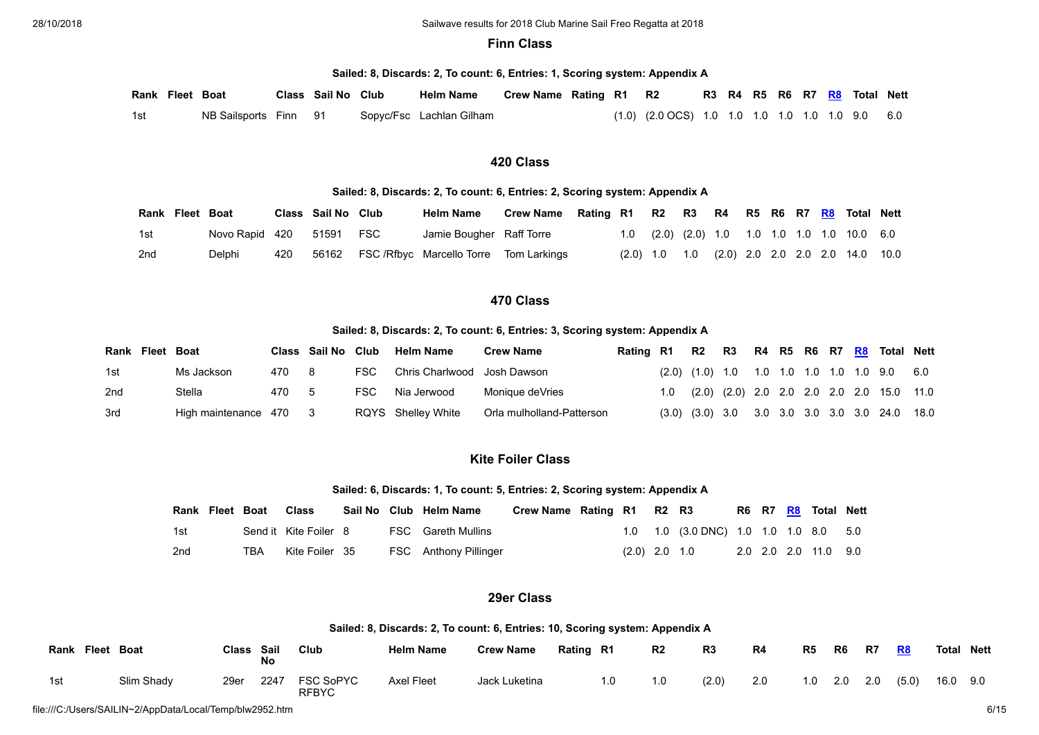## Finn Class

**Sailed: 8, Discards: 2, To count: 6, Entries: 1, Scoring system: Appendix A**

| Rank | Fleet | Boat | Class | Sail No | Club | Helm Name | Crew Name | Rating | R1 | R2 | R3 | R4 | R5 | R6 | R7 | R8 | Total | Nett |
|---|---|---|---|---|---|---|---|---|---|---|---|---|---|---|---|---|---|---|
| 1st | | NB Sailsports | Finn | 91 | Sopyc/Fsc | Lachlan Gilham | | | (1.0) | (2.0 OCS) | 1.0 | 1.0 | 1.0 | 1.0 | 1.0 | 1.0 | 9.0 | 6.0 |

## 420 Class

**Sailed: 8, Discards: 2, To count: 6, Entries: 2, Scoring system: Appendix A**

| Rank | Fleet | Boat | Class | Sail No | Club | Helm Name | Crew Name | Rating | R1 | R2 | R3 | R4 | R5 | R6 | R7 | R8 | Total | Nett |
|---|---|---|---|---|---|---|---|---|---|---|---|---|---|---|---|---|---|---|
| 1st | | Novo Rapid | 420 | 51591 | FSC | Jamie Bougher | Raff Torre | | 1.0 | (2.0) | (2.0) | 1.0 | 1.0 | 1.0 | 1.0 | 1.0 | 10.0 | 6.0 |
| 2nd | | Delphi | 420 | 56162 | FSC /Rfbyc | Marcello Torre | Tom Larkings | | (2.0) | 1.0 | 1.0 | (2.0) | 2.0 | 2.0 | 2.0 | 2.0 | 14.0 | 10.0 |

## 470 Class

**Sailed: 8, Discards: 2, To count: 6, Entries: 3, Scoring system: Appendix A**

| Rank | Fleet | Boat | Class | Sail No | Club | Helm Name | Crew Name | Rating | R1 | R2 | R3 | R4 | R5 | R6 | R7 | R8 | Total | Nett |
|---|---|---|---|---|---|---|---|---|---|---|---|---|---|---|---|---|---|---|
| 1st | | Ms Jackson | 470 | 8 | FSC | Chris Charlwood | Josh Dawson | | (2.0) | (1.0) | 1.0 | 1.0 | 1.0 | 1.0 | 1.0 | 1.0 | 9.0 | 6.0 |
| 2nd | | Stella | 470 | 5 | FSC | Nia Jerwood | Monique deVries | | 1.0 | (2.0) | (2.0) | 2.0 | 2.0 | 2.0 | 2.0 | 2.0 | 15.0 | 11.0 |
| 3rd | | High maintenance | 470 | 3 | RQYS | Shelley White | Orla mulholland-Patterson | | (3.0) | (3.0) | 3.0 | 3.0 | 3.0 | 3.0 | 3.0 | 3.0 | 24.0 | 18.0 |

## Kite Foiler Class

**Sailed: 6, Discards: 1, To count: 5, Entries: 2, Scoring system: Appendix A**

| Rank | Fleet | Boat | Class | Sail No | Club | Helm Name | Crew Name | Rating | R1 | R2 | R3 | R6 | R7 | R8 | Total | Nett |
|---|---|---|---|---|---|---|---|---|---|---|---|---|---|---|---|---|
| 1st | | Send it | Kite Foiler | 8 | FSC | Gareth Mullins | | | 1.0 | 1.0 | (3.0 DNC) | 1.0 | 1.0 | 1.0 | 8.0 | 5.0 |
| 2nd | | TBA | Kite Foiler | 35 | FSC | Anthony Pillinger | | | (2.0) | 2.0 | 1.0 | 2.0 | 2.0 | 2.0 | 11.0 | 9.0 |

## 29er Class

**Sailed: 8, Discards: 2, To count: 6, Entries: 10, Scoring system: Appendix A**

| Rank | Fleet | Boat | Class | Sail No | Club | Helm Name | Crew Name | Rating | R1 | R2 | R3 | R4 | R5 | R6 | R7 | R8 | Total | Nett |
|---|---|---|---|---|---|---|---|---|---|---|---|---|---|---|---|---|---|---|
| 1st | | Slim Shady | 29er | 2247 | FSC SoPYC RFBYC | Axel Fleet | Jack Luketina | | 1.0 | 1.0 | (2.0) | 2.0 | 1.0 | 2.0 | 2.0 | (5.0) | 16.0 | 9.0 |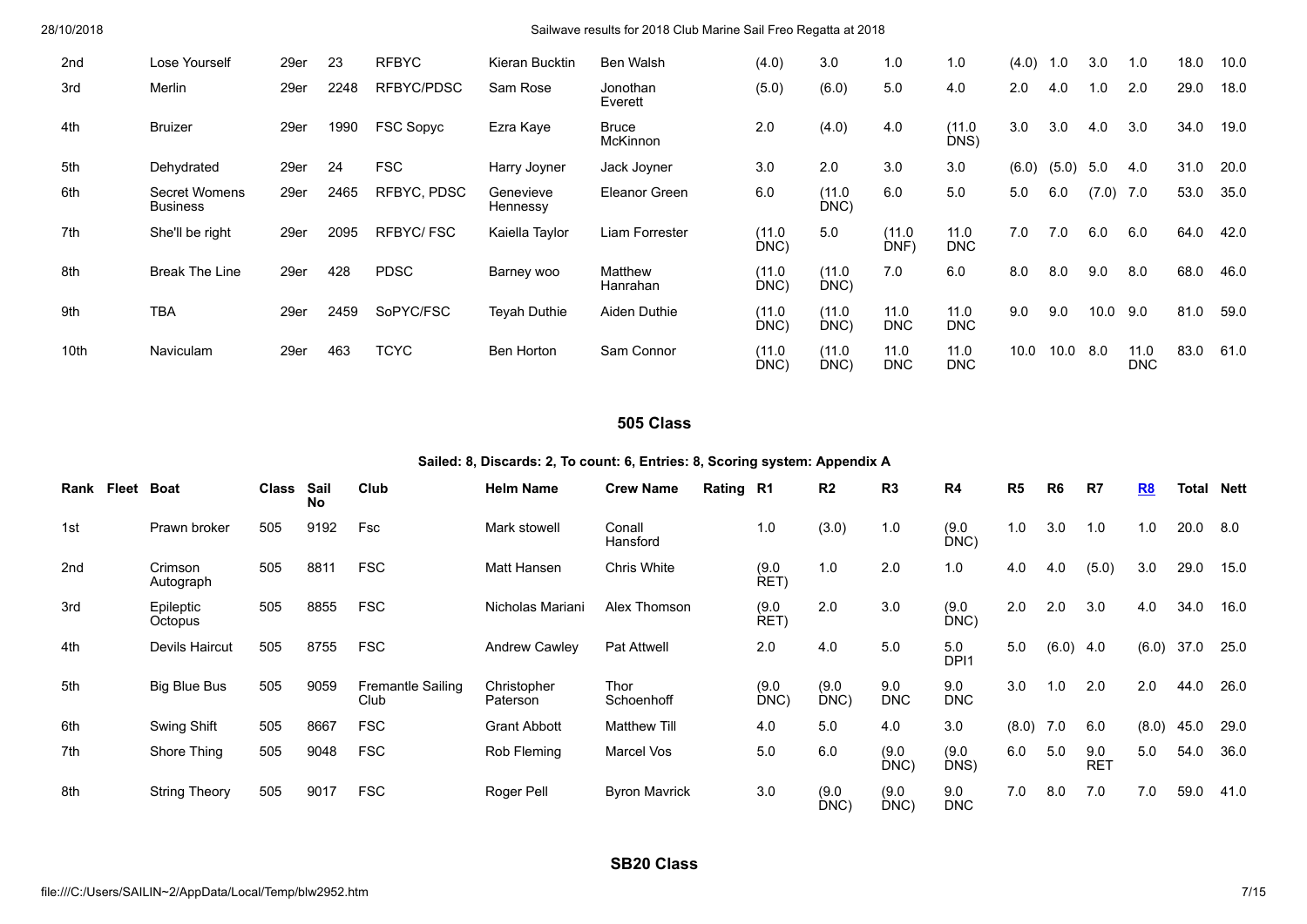| | | | | | | | | | | | | | | | | | | | |
|---|---|---|---|---|---|---|---|---|---|---|---|---|---|---|---|---|---|---|---|
| 2nd | | Lose Yourself | 29er | 23 | RFBYC | Kieran Bucktin | Ben Walsh | | (4.0) | 3.0 | 1.0 | 1.0 | (4.0) | 1.0 | 3.0 | 1.0 | 18.0 | 10.0 |
| 3rd | | Merlin | 29er | 2248 | RFBYC/PDSC | Sam Rose | Jonothan Everett | | (5.0) | (6.0) | 5.0 | 4.0 | 2.0 | 4.0 | 1.0 | 2.0 | 29.0 | 18.0 |
| 4th | | Bruizer | 29er | 1990 | FSC Sopyc | Ezra Kaye | Bruce McKinnon | | 2.0 | (4.0) | 4.0 | (11.0 DNS) | 3.0 | 3.0 | 4.0 | 3.0 | 34.0 | 19.0 |
| 5th | | Dehydrated | 29er | 24 | FSC | Harry Joyner | Jack Joyner | | 3.0 | 2.0 | 3.0 | 3.0 | (6.0) | (5.0) | 5.0 | 4.0 | 31.0 | 20.0 |
| 6th | | Secret Womens Business | 29er | 2465 | RFBYC, PDSC | Genevieve Hennessy | Eleanor Green | | 6.0 | (11.0 DNC) | 6.0 | 5.0 | 5.0 | 6.0 | (7.0) | 7.0 | 53.0 | 35.0 |
| 7th | | She'll be right | 29er | 2095 | RFBYC/ FSC | Kaiella Taylor | Liam Forrester | | (11.0 DNC) | 5.0 | (11.0 DNF) | 11.0 DNC | 7.0 | 7.0 | 6.0 | 6.0 | 64.0 | 42.0 |
| 8th | | Break The Line | 29er | 428 | PDSC | Barney woo | Matthew Hanrahan | | (11.0 DNC) | (11.0 DNC) | 7.0 | 6.0 | 8.0 | 8.0 | 9.0 | 8.0 | 68.0 | 46.0 |
| 9th | | TBA | 29er | 2459 | SoPYC/FSC | Teyah Duthie | Aiden Duthie | | (11.0 DNC) | (11.0 DNC) | 11.0 DNC | 11.0 DNC | 9.0 | 9.0 | 10.0 | 9.0 | 81.0 | 59.0 |
| 10th | | Naviculam | 29er | 463 | TCYC | Ben Horton | Sam Connor | | (11.0 DNC) | (11.0 DNC) | 11.0 DNC | 11.0 DNC | 10.0 | 10.0 | 8.0 | 11.0 DNC | 83.0 | 61.0 |

## 505 Class

### Sailed: 8, Discards: 2, To count: 6, Entries: 8, Scoring system: Appendix A

| Rank | Fleet | Boat | Class | Sail No | Club | Helm Name | Crew Name | Rating | R1 | R2 | R3 | R4 | R5 | R6 | R7 | R8 | Total | Nett |
|---|---|---|---|---|---|---|---|---|---|---|---|---|---|---|---|---|---|---|
| 1st | | Prawn broker | 505 | 9192 | Fsc | Mark stowell | Conall Hansford | | 1.0 | (3.0) | 1.0 | (9.0 DNC) | 1.0 | 3.0 | 1.0 | 1.0 | 20.0 | 8.0 |
| 2nd | | Crimson Autograph | 505 | 8811 | FSC | Matt Hansen | Chris White | | (9.0 RET) | 1.0 | 2.0 | 1.0 | 4.0 | 4.0 | (5.0) | 3.0 | 29.0 | 15.0 |
| 3rd | | Epileptic Octopus | 505 | 8855 | FSC | Nicholas Mariani | Alex Thomson | | (9.0 RET) | 2.0 | 3.0 | (9.0 DNC) | 2.0 | 2.0 | 3.0 | 4.0 | 34.0 | 16.0 |
| 4th | | Devils Haircut | 505 | 8755 | FSC | Andrew Cawley | Pat Attwell | | 2.0 | 4.0 | 5.0 | 5.0 DPI1 | 5.0 | (6.0) | 4.0 | (6.0) | 37.0 | 25.0 |
| 5th | | Big Blue Bus | 505 | 9059 | Fremantle Sailing Club | Christopher Paterson | Thor Schoenhoff | | (9.0 DNC) | (9.0 DNC) | 9.0 DNC | 9.0 DNC | 3.0 | 1.0 | 2.0 | 2.0 | 44.0 | 26.0 |
| 6th | | Swing Shift | 505 | 8667 | FSC | Grant Abbott | Matthew Till | | 4.0 | 5.0 | 4.0 | 3.0 | (8.0) | 7.0 | 6.0 | (8.0) | 45.0 | 29.0 |
| 7th | | Shore Thing | 505 | 9048 | FSC | Rob Fleming | Marcel Vos | | 5.0 | 6.0 | (9.0 DNC) | (9.0 DNS) | 6.0 | 5.0 | 9.0 RET | 5.0 | 54.0 | 36.0 |
| 8th | | String Theory | 505 | 9017 | FSC | Roger Pell | Byron Mavrick | | 3.0 | (9.0 DNC) | (9.0 DNC) | 9.0 DNC | 7.0 | 8.0 | 7.0 | 7.0 | 59.0 | 41.0 |

## SB20 Class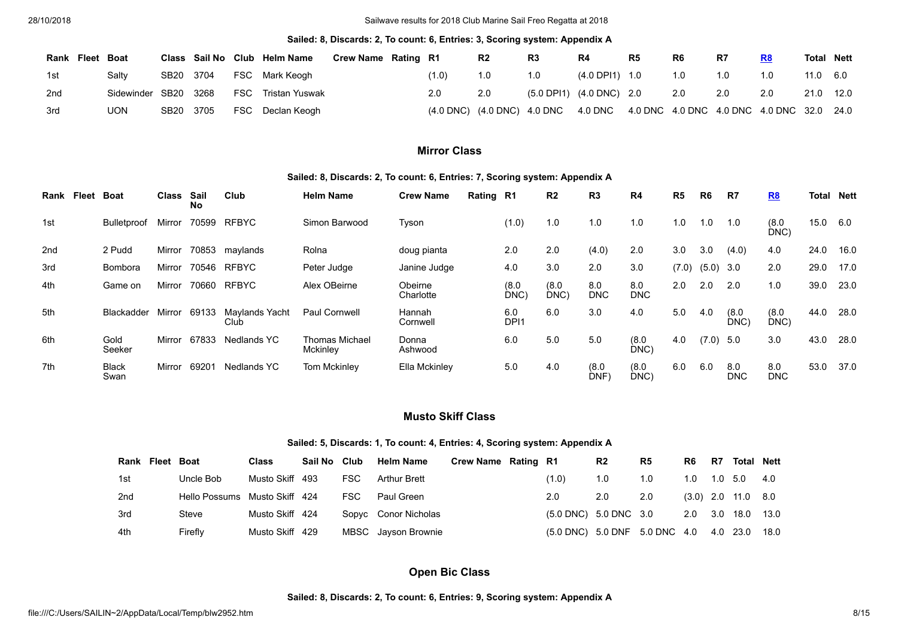**Sailed: 8, Discards: 2, To count: 6, Entries: 3, Scoring system: Appendix A**

| Rank | Fleet | Boat | Class | Sail No | Club | Helm Name | Crew Name | Rating | R1 | R2 | R3 | R4 | R5 | R6 | R7 | R8 | Total | Nett |
|---|---|---|---|---|---|---|---|---|---|---|---|---|---|---|---|---|---|---|
| 1st | | Salty | SB20 | 3704 | FSC | Mark Keogh | | | (1.0) | 1.0 | 1.0 | (4.0 DPI1) | 1.0 | 1.0 | 1.0 | 1.0 | 11.0 | 6.0 |
| 2nd | | Sidewinder | SB20 | 3268 | FSC | Tristan Yuswak | | | 2.0 | 2.0 | (5.0 DPI1) | (4.0 DNC) | 2.0 | 2.0 | 2.0 | 2.0 | 21.0 | 12.0 |
| 3rd | | UON | SB20 | 3705 | FSC | Declan Keogh | | | (4.0 DNC) | (4.0 DNC) | 4.0 DNC | 4.0 DNC | 4.0 DNC | 4.0 DNC | 4.0 DNC | 4.0 DNC | 32.0 | 24.0 |

## Mirror Class

**Sailed: 8, Discards: 2, To count: 6, Entries: 7, Scoring system: Appendix A**

| Rank | Fleet | Boat | Class | Sail No | Club | Helm Name | Crew Name | Rating | R1 | R2 | R3 | R4 | R5 | R6 | R7 | R8 | Total | Nett |
|---|---|---|---|---|---|---|---|---|---|---|---|---|---|---|---|---|---|---|
| 1st | | Bulletproof | Mirror | 70599 | RFBYC | Simon Barwood | Tyson | | (1.0) | 1.0 | 1.0 | 1.0 | 1.0 | 1.0 | 1.0 | (8.0 DNC) | 15.0 | 6.0 |
| 2nd | | 2 Pudd | Mirror | 70853 | maylands | Rolna | doug pianta | | 2.0 | 2.0 | (4.0) | 2.0 | 3.0 | 3.0 | (4.0) | 4.0 | 24.0 | 16.0 |
| 3rd | | Bombora | Mirror | 70546 | RFBYC | Peter Judge | Janine Judge | | 4.0 | 3.0 | 2.0 | 3.0 | (7.0) | (5.0) | 3.0 | 2.0 | 29.0 | 17.0 |
| 4th | | Game on | Mirror | 70660 | RFBYC | Alex OBeirne | Obeirne Charlotte | | (8.0 DNC) | (8.0 DNC) | 8.0 DNC | 8.0 DNC | 2.0 | 2.0 | 2.0 | 1.0 | 39.0 | 23.0 |
| 5th | | Blackadder | Mirror | 69133 | Maylands Yacht Club | Paul Cornwell | Hannah Cornwell | | 6.0 DPI1 | 6.0 | 3.0 | 4.0 | 5.0 | 4.0 | (8.0 DNC) | (8.0 DNC) | 44.0 | 28.0 |
| 6th | | Gold Seeker | Mirror | 67833 | Nedlands YC | Thomas Michael Mckinley | Donna Ashwood | | 6.0 | 5.0 | 5.0 | (8.0 DNC) | 4.0 | (7.0) | 5.0 | 3.0 | 43.0 | 28.0 |
| 7th | | Black Swan | Mirror | 69201 | Nedlands YC | Tom Mckinley | Ella Mckinley | | 5.0 | 4.0 | (8.0 DNF) | (8.0 DNC) | 6.0 | 6.0 | 8.0 DNC | 8.0 DNC | 53.0 | 37.0 |

## Musto Skiff Class

**Sailed: 5, Discards: 1, To count: 4, Entries: 4, Scoring system: Appendix A**

| Rank | Fleet | Boat | Class | Sail No | Club | Helm Name | Crew Name | Rating | R1 | R2 | R5 | R6 | R7 | Total | Nett |
|---|---|---|---|---|---|---|---|---|---|---|---|---|---|---|---|
| 1st | | Uncle Bob | Musto Skiff | 493 | FSC | Arthur Brett | | | (1.0) | 1.0 | 1.0 | 1.0 | 1.0 | 5.0 | 4.0 |
| 2nd | | Hello Possums | Musto Skiff | 424 | FSC | Paul Green | | | 2.0 | 2.0 | 2.0 | (3.0) | 2.0 | 11.0 | 8.0 |
| 3rd | | Steve | Musto Skiff | 424 | Sopyc | Conor Nicholas | | | (5.0 DNC) | 5.0 DNC | 3.0 | 2.0 | 3.0 | 18.0 | 13.0 |
| 4th | | Firefly | Musto Skiff | 429 | MBSC | Jayson Brownie | | | (5.0 DNC) | 5.0 DNF | 5.0 DNC | 4.0 | 4.0 | 23.0 | 18.0 |

## Open Bic Class

**Sailed: 8, Discards: 2, To count: 6, Entries: 9, Scoring system: Appendix A**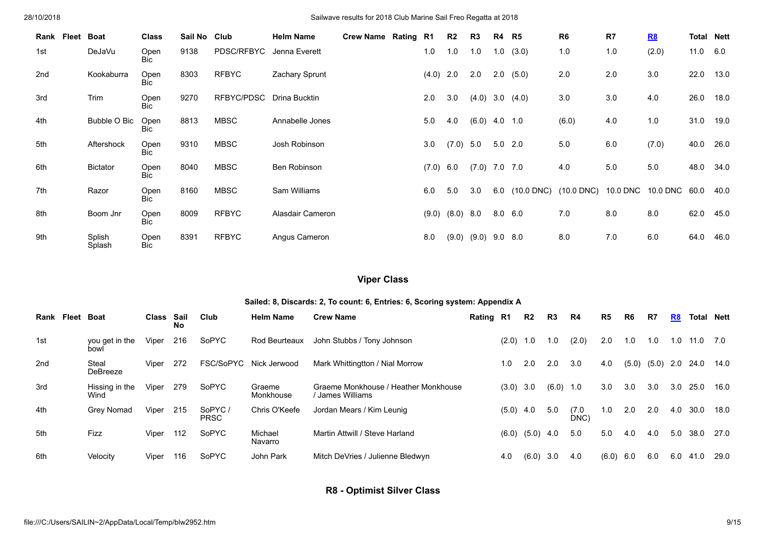| Rank | Fleet | Boat | Class | Sail No | Club | Helm Name | Crew Name | Rating | R1 | R2 | R3 | R4 | R5 | R6 | R7 | R8 | Total | Nett |
|---|---|---|---|---|---|---|---|---|---|---|---|---|---|---|---|---|---|---|
| 1st | | DeJaVu | Open Bic | 9138 | PDSC/RFBYC | Jenna Everett | | | 1.0 | 1.0 | 1.0 | 1.0 | (3.0) | 1.0 | 1.0 | (2.0) | 11.0 | 6.0 |
| 2nd | | Kookaburra | Open Bic | 8303 | RFBYC | Zachary Sprunt | | | (4.0) | 2.0 | 2.0 | 2.0 | (5.0) | 2.0 | 2.0 | 3.0 | 22.0 | 13.0 |
| 3rd | | Trim | Open Bic | 9270 | RFBYC/PDSC | Drina Bucktin | | | 2.0 | 3.0 | (4.0) | 3.0 | (4.0) | 3.0 | 3.0 | 4.0 | 26.0 | 18.0 |
| 4th | | Bubble O Bic | Open Bic | 8813 | MBSC | Annabelle Jones | | | 5.0 | 4.0 | (6.0) | 4.0 | 1.0 | (6.0) | 4.0 | 1.0 | 31.0 | 19.0 |
| 5th | | Aftershock | Open Bic | 9310 | MBSC | Josh Robinson | | | 3.0 | (7.0) | 5.0 | 5.0 | 2.0 | 5.0 | 6.0 | (7.0) | 40.0 | 26.0 |
| 6th | | Bictator | Open Bic | 8040 | MBSC | Ben Robinson | | | (7.0) | 6.0 | (7.0) | 7.0 | 7.0 | 4.0 | 5.0 | 5.0 | 48.0 | 34.0 |
| 7th | | Razor | Open Bic | 8160 | MBSC | Sam Williams | | | 6.0 | 5.0 | 3.0 | 6.0 | (10.0 DNC) | (10.0 DNC) | 10.0 DNC | 10.0 DNC | 60.0 | 40.0 |
| 8th | | Boom Jnr | Open Bic | 8009 | RFBYC | Alasdair Cameron | | | (9.0) | (8.0) | 8.0 | 8.0 | 6.0 | 7.0 | 8.0 | 8.0 | 62.0 | 45.0 |
| 9th | | Splish Splash | Open Bic | 8391 | RFBYC | Angus Cameron | | | 8.0 | (9.0) | (9.0) | 9.0 | 8.0 | 8.0 | 7.0 | 6.0 | 64.0 | 46.0 |

## Viper Class

**Sailed: 8, Discards: 2, To count: 6, Entries: 6, Scoring system: Appendix A**

| Rank | Fleet | Boat | Class | Sail No | Club | Helm Name | Crew Name | Rating | R1 | R2 | R3 | R4 | R5 | R6 | R7 | R8 | Total | Nett |
|---|---|---|---|---|---|---|---|---|---|---|---|---|---|---|---|---|---|---|
| 1st | | you get in the bowl | Viper | 216 | SoPYC | Rod Beurteaux | John Stubbs / Tony Johnson | | (2.0) | 1.0 | 1.0 | (2.0) | 2.0 | 1.0 | 1.0 | 1.0 | 11.0 | 7.0 |
| 2nd | | Steal DeBreeze | Viper | 272 | FSC/SoPYC | Nick Jerwood | Mark Whittingtton / Nial Morrow | | 1.0 | 2.0 | 2.0 | 3.0 | 4.0 | (5.0) | (5.0) | 2.0 | 24.0 | 14.0 |
| 3rd | | Hissing in the Wind | Viper | 279 | SoPYC | Graeme Monkhouse | Graeme Monkhouse / Heather Monkhouse / James Williams | | (3.0) | 3.0 | (6.0) | 1.0 | 3.0 | 3.0 | 3.0 | 3.0 | 25.0 | 16.0 |
| 4th | | Grey Nomad | Viper | 215 | SoPYC / PRSC | Chris O'Keefe | Jordan Mears / Kim Leunig | | (5.0) | 4.0 | 5.0 | (7.0 DNC) | 1.0 | 2.0 | 2.0 | 4.0 | 30.0 | 18.0 |
| 5th | | Fizz | Viper | 112 | SoPYC | Michael Navarro | Martin Attwill / Steve Harland | | (6.0) | (5.0) | 4.0 | 5.0 | 5.0 | 4.0 | 4.0 | 5.0 | 38.0 | 27.0 |
| 6th | | Velocity | Viper | 116 | SoPYC | John Park | Mitch DeVries / Julienne Bledwyn | | 4.0 | (6.0) | 3.0 | 4.0 | (6.0) | 6.0 | 6.0 | 6.0 | 41.0 | 29.0 |

## R8 - Optimist Silver Class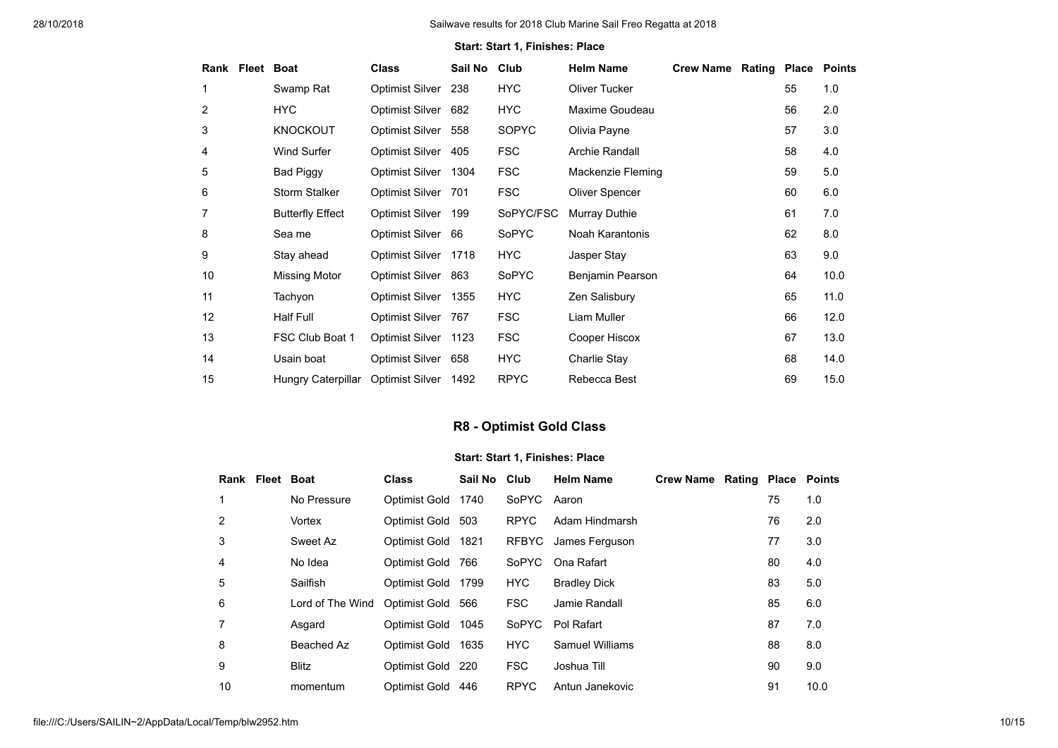**Start: Start 1, Finishes: Place**

| Rank | Fleet | Boat | Class | Sail No | Club | Helm Name | Crew Name | Rating | Place | Points |
|---|---|---|---|---|---|---|---|---|---|---|
| 1 | | Swamp Rat | Optimist Silver | 238 | HYC | Oliver Tucker | | | 55 | 1.0 |
| 2 | | HYC | Optimist Silver | 682 | HYC | Maxime Goudeau | | | 56 | 2.0 |
| 3 | | KNOCKOUT | Optimist Silver | 558 | SOPYC | Olivia Payne | | | 57 | 3.0 |
| 4 | | Wind Surfer | Optimist Silver | 405 | FSC | Archie Randall | | | 58 | 4.0 |
| 5 | | Bad Piggy | Optimist Silver | 1304 | FSC | Mackenzie Fleming | | | 59 | 5.0 |
| 6 | | Storm Stalker | Optimist Silver | 701 | FSC | Oliver Spencer | | | 60 | 6.0 |
| 7 | | Butterfly Effect | Optimist Silver | 199 | SoPYC/FSC | Murray Duthie | | | 61 | 7.0 |
| 8 | | Sea me | Optimist Silver | 66 | SoPYC | Noah Karantonis | | | 62 | 8.0 |
| 9 | | Stay ahead | Optimist Silver | 1718 | HYC | Jasper Stay | | | 63 | 9.0 |
| 10 | | Missing Motor | Optimist Silver | 863 | SoPYC | Benjamin Pearson | | | 64 | 10.0 |
| 11 | | Tachyon | Optimist Silver | 1355 | HYC | Zen Salisbury | | | 65 | 11.0 |
| 12 | | Half Full | Optimist Silver | 767 | FSC | Liam Muller | | | 66 | 12.0 |
| 13 | | FSC Club Boat 1 | Optimist Silver | 1123 | FSC | Cooper Hiscox | | | 67 | 13.0 |
| 14 | | Usain boat | Optimist Silver | 658 | HYC | Charlie Stay | | | 68 | 14.0 |
| 15 | | Hungry Caterpillar | Optimist Silver | 1492 | RPYC | Rebecca Best | | | 69 | 15.0 |

## R8 - Optimist Gold Class

**Start: Start 1, Finishes: Place**

| Rank | Fleet | Boat | Class | Sail No | Club | Helm Name | Crew Name | Rating | Place | Points |
|---|---|---|---|---|---|---|---|---|---|---|
| 1 | | No Pressure | Optimist Gold | 1740 | SoPYC | Aaron | | | 75 | 1.0 |
| 2 | | Vortex | Optimist Gold | 503 | RPYC | Adam Hindmarsh | | | 76 | 2.0 |
| 3 | | Sweet Az | Optimist Gold | 1821 | RFBYC | James Ferguson | | | 77 | 3.0 |
| 4 | | No Idea | Optimist Gold | 766 | SoPYC | Ona Rafart | | | 80 | 4.0 |
| 5 | | Sailfish | Optimist Gold | 1799 | HYC | Bradley Dick | | | 83 | 5.0 |
| 6 | | Lord of The Wind | Optimist Gold | 566 | FSC | Jamie Randall | | | 85 | 6.0 |
| 7 | | Asgard | Optimist Gold | 1045 | SoPYC | Pol Rafart | | | 87 | 7.0 |
| 8 | | Beached Az | Optimist Gold | 1635 | HYC | Samuel Williams | | | 88 | 8.0 |
| 9 | | Blitz | Optimist Gold | 220 | FSC | Joshua Till | | | 90 | 9.0 |
| 10 | | momentum | Optimist Gold | 446 | RPYC | Antun Janekovic | | | 91 | 10.0 |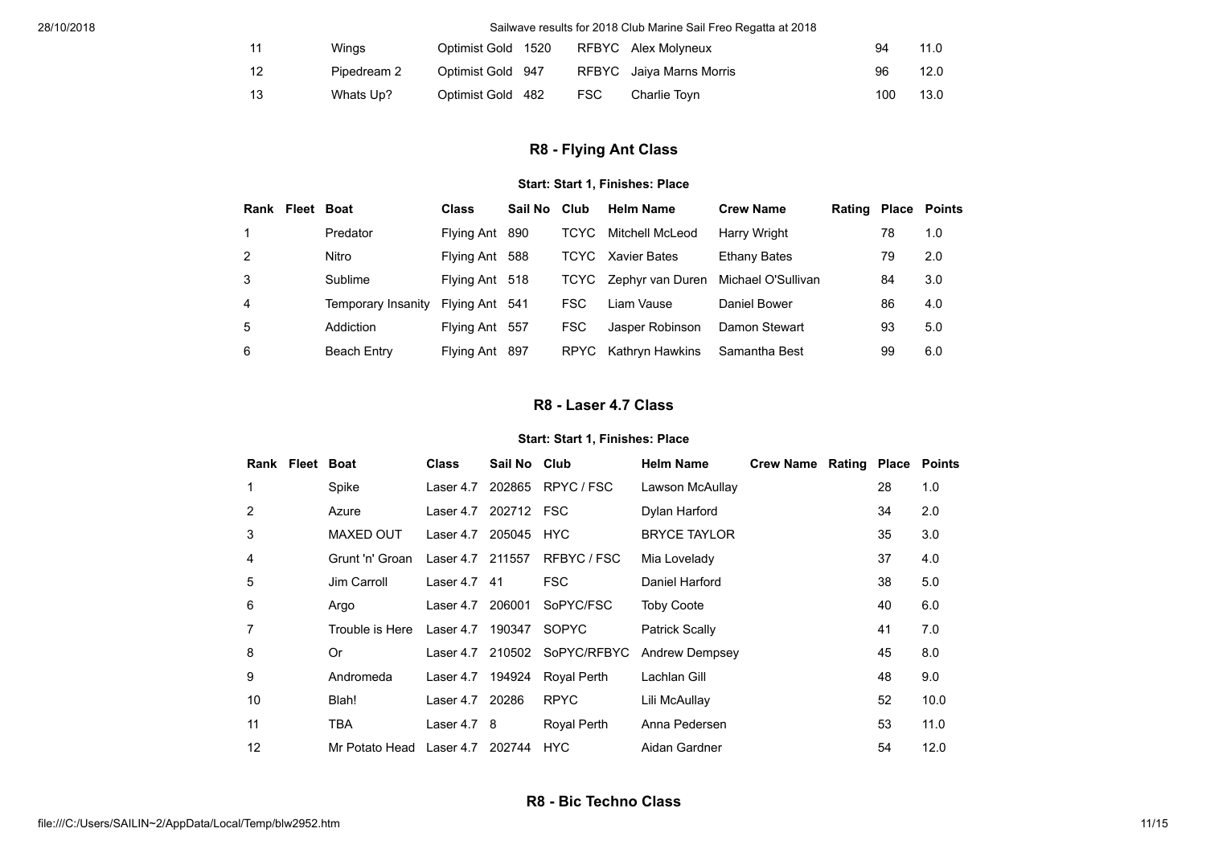| Rank | Fleet | Boat | Class | Sail No | Club | Helm Name | Crew Name | Rating | Place | Points |
|---|---|---|---|---|---|---|---|---|---|---|
| 11 | | Wings | Optimist Gold | 1520 | RFBYC | Alex Molyneux | | | 94 | 11.0 |
| 12 | | Pipedream 2 | Optimist Gold | 947 | RFBYC | Jaiya Marns Morris | | | 96 | 12.0 |
| 13 | | Whats Up? | Optimist Gold | 482 | FSC | Charlie Toyn | | | 100 | 13.0 |

## R8 - Flying Ant Class

**Start: Start 1, Finishes: Place**

| Rank | Fleet | Boat | Class | Sail No | Club | Helm Name | Crew Name | Rating | Place | Points |
|---|---|---|---|---|---|---|---|---|---|---|
| 1 | | Predator | Flying Ant | 890 | TCYC | Mitchell McLeod | Harry Wright | | 78 | 1.0 |
| 2 | | Nitro | Flying Ant | 588 | TCYC | Xavier Bates | Ethany Bates | | 79 | 2.0 |
| 3 | | Sublime | Flying Ant | 518 | TCYC | Zephyr van Duren | Michael O'Sullivan | | 84 | 3.0 |
| 4 | | Temporary Insanity | Flying Ant | 541 | FSC | Liam Vause | Daniel Bower | | 86 | 4.0 |
| 5 | | Addiction | Flying Ant | 557 | FSC | Jasper Robinson | Damon Stewart | | 93 | 5.0 |
| 6 | | Beach Entry | Flying Ant | 897 | RPYC | Kathryn Hawkins | Samantha Best | | 99 | 6.0 |

## R8 - Laser 4.7 Class

**Start: Start 1, Finishes: Place**

| Rank | Fleet | Boat | Class | Sail No | Club | Helm Name | Crew Name | Rating | Place | Points |
|---|---|---|---|---|---|---|---|---|---|---|
| 1 | | Spike | Laser 4.7 | 202865 | RPYC / FSC | Lawson McAullay | | | 28 | 1.0 |
| 2 | | Azure | Laser 4.7 | 202712 | FSC | Dylan Harford | | | 34 | 2.0 |
| 3 | | MAXED OUT | Laser 4.7 | 205045 | HYC | BRYCE TAYLOR | | | 35 | 3.0 |
| 4 | | Grunt 'n' Groan | Laser 4.7 | 211557 | RFBYC / FSC | Mia Lovelady | | | 37 | 4.0 |
| 5 | | Jim Carroll | Laser 4.7 | 41 | FSC | Daniel Harford | | | 38 | 5.0 |
| 6 | | Argo | Laser 4.7 | 206001 | SoPYC/FSC | Toby Coote | | | 40 | 6.0 |
| 7 | | Trouble is Here | Laser 4.7 | 190347 | SOPYC | Patrick Scally | | | 41 | 7.0 |
| 8 | | Or | Laser 4.7 | 210502 | SoPYC/RFBYC | Andrew Dempsey | | | 45 | 8.0 |
| 9 | | Andromeda | Laser 4.7 | 194924 | Royal Perth | Lachlan Gill | | | 48 | 9.0 |
| 10 | | Blah! | Laser 4.7 | 20286 | RPYC | Lili McAullay | | | 52 | 10.0 |
| 11 | | TBA | Laser 4.7 | 8 | Royal Perth | Anna Pedersen | | | 53 | 11.0 |
| 12 | | Mr Potato Head | Laser 4.7 | 202744 | HYC | Aidan Gardner | | | 54 | 12.0 |

## R8 - Bic Techno Class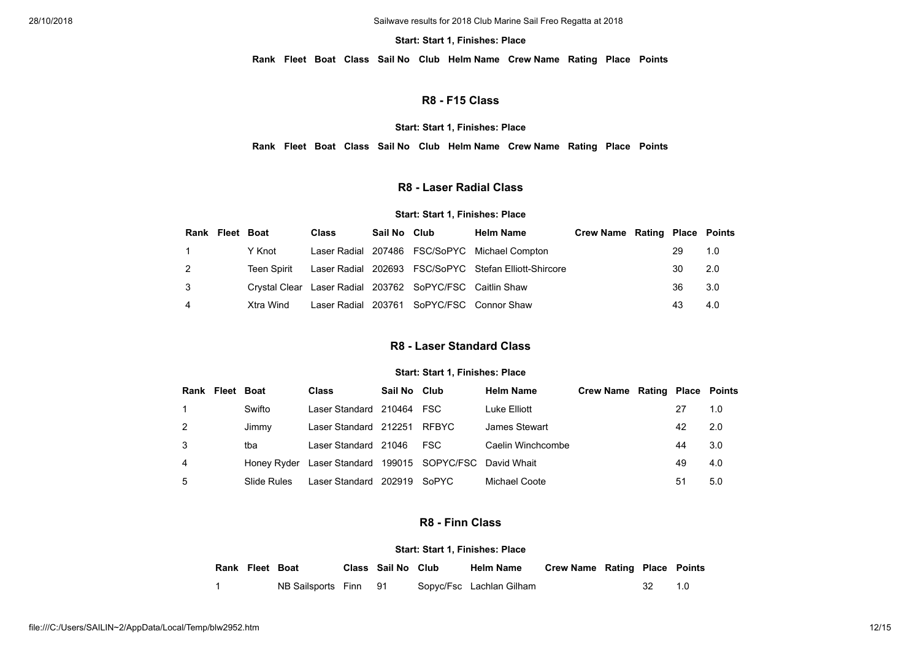**Start: Start 1, Finishes: Place**

| Rank | Fleet | Boat | Class | Sail No | Club | Helm Name | Crew Name | Rating | Place | Points |
|---|---|---|---|---|---|---|---|---|---|---|

### R8 - F15 Class

**Start: Start 1, Finishes: Place**

| Rank | Fleet | Boat | Class | Sail No | Club | Helm Name | Crew Name | Rating | Place | Points |
|---|---|---|---|---|---|---|---|---|---|---|

### R8 - Laser Radial Class

**Start: Start 1, Finishes: Place**

| Rank | Fleet | Boat | Class | Sail No | Club | Helm Name | Crew Name | Rating | Place | Points |
|---|---|---|---|---|---|---|---|---|---|---|
| 1 | | Y Knot | Laser Radial | 207486 | FSC/SoPYC | Michael Compton | | | 29 | 1.0 |
| 2 | | Teen Spirit | Laser Radial | 202693 | FSC/SoPYC | Stefan Elliott-Shircore | | | 30 | 2.0 |
| 3 | | Crystal Clear | Laser Radial | 203762 | SoPYC/FSC | Caitlin Shaw | | | 36 | 3.0 |
| 4 | | Xtra Wind | Laser Radial | 203761 | SoPYC/FSC | Connor Shaw | | | 43 | 4.0 |

### R8 - Laser Standard Class

**Start: Start 1, Finishes: Place**

| Rank | Fleet | Boat | Class | Sail No | Club | Helm Name | Crew Name | Rating | Place | Points |
|---|---|---|---|---|---|---|---|---|---|---|
| 1 | | Swifto | Laser Standard | 210464 | FSC | Luke Elliott | | | 27 | 1.0 |
| 2 | | Jimmy | Laser Standard | 212251 | RFBYC | James Stewart | | | 42 | 2.0 |
| 3 | | tba | Laser Standard | 21046 | FSC | Caelin Winchcombe | | | 44 | 3.0 |
| 4 | | Honey Ryder | Laser Standard | 199015 | SOPYC/FSC | David Whait | | | 49 | 4.0 |
| 5 | | Slide Rules | Laser Standard | 202919 | SoPYC | Michael Coote | | | 51 | 5.0 |

### R8 - Finn Class

**Start: Start 1, Finishes: Place**

| Rank | Fleet | Boat | Class | Sail No | Club | Helm Name | Crew Name | Rating | Place | Points |
|---|---|---|---|---|---|---|---|---|---|---|
| 1 | | NB Sailsports | Finn | 91 | Sopyc/Fsc | Lachlan Gilham | | | 32 | 1.0 |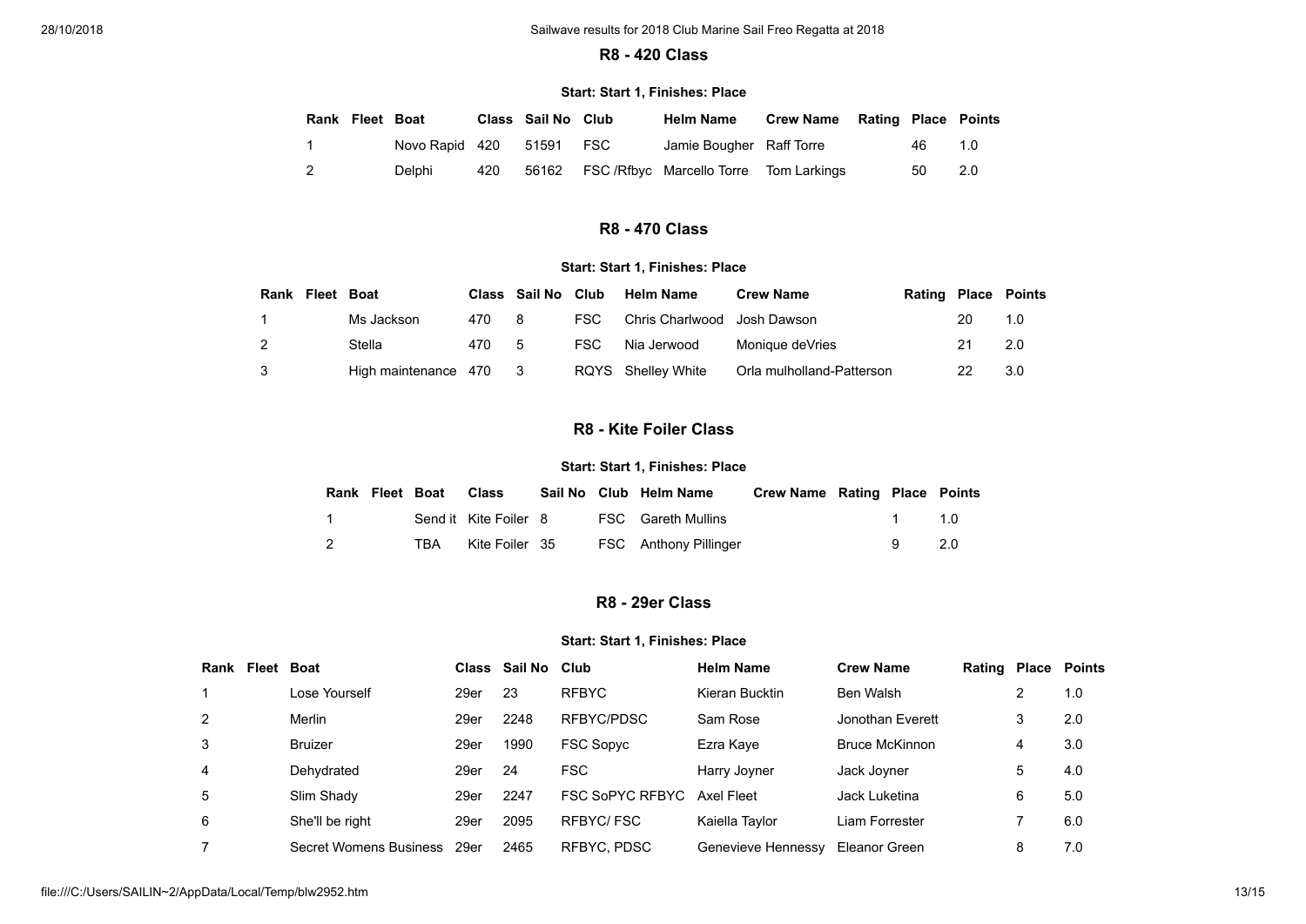## R8 - 420 Class

**Start: Start 1, Finishes: Place**

| Rank | Fleet | Boat | Class | Sail No | Club | Helm Name | Crew Name | Rating | Place | Points |
|---|---|---|---|---|---|---|---|---|---|---|
| 1 | | Novo Rapid | 420 | 51591 | FSC | Jamie Bougher | Raff Torre | | 46 | 1.0 |
| 2 | | Delphi | 420 | 56162 | FSC /Rfbyc | Marcello Torre | Tom Larkings | | 50 | 2.0 |

## R8 - 470 Class

**Start: Start 1, Finishes: Place**

| Rank | Fleet | Boat | Class | Sail No | Club | Helm Name | Crew Name | Rating | Place | Points |
|---|---|---|---|---|---|---|---|---|---|---|
| 1 | | Ms Jackson | 470 | 8 | FSC | Chris Charlwood | Josh Dawson | | 20 | 1.0 |
| 2 | | Stella | 470 | 5 | FSC | Nia Jerwood | Monique deVries | | 21 | 2.0 |
| 3 | | High maintenance | 470 | 3 | RQYS | Shelley White | Orla mulholland-Patterson | | 22 | 3.0 |

## R8 - Kite Foiler Class

**Start: Start 1, Finishes: Place**

| Rank | Fleet | Boat | Class | Sail No | Club | Helm Name | Crew Name | Rating | Place | Points |
|---|---|---|---|---|---|---|---|---|---|---|
| 1 | | Send it | Kite Foiler | 8 | FSC | Gareth Mullins | | | 1 | 1.0 |
| 2 | | TBA | Kite Foiler | 35 | FSC | Anthony Pillinger | | | 9 | 2.0 |

## R8 - 29er Class

**Start: Start 1, Finishes: Place**

| Rank | Fleet | Boat | Class | Sail No | Club | Helm Name | Crew Name | Rating | Place | Points |
|---|---|---|---|---|---|---|---|---|---|---|
| 1 | | Lose Yourself | 29er | 23 | RFBYC | Kieran Bucktin | Ben Walsh | | 2 | 1.0 |
| 2 | | Merlin | 29er | 2248 | RFBYC/PDSC | Sam Rose | Jonothan Everett | | 3 | 2.0 |
| 3 | | Bruizer | 29er | 1990 | FSC Sopyc | Ezra Kaye | Bruce McKinnon | | 4 | 3.0 |
| 4 | | Dehydrated | 29er | 24 | FSC | Harry Joyner | Jack Joyner | | 5 | 4.0 |
| 5 | | Slim Shady | 29er | 2247 | FSC SoPYC RFBYC | Axel Fleet | Jack Luketina | | 6 | 5.0 |
| 6 | | She'll be right | 29er | 2095 | RFBYC/ FSC | Kaiella Taylor | Liam Forrester | | 7 | 6.0 |
| 7 | | Secret Womens Business | 29er | 2465 | RFBYC, PDSC | Genevieve Hennessy | Eleanor Green | | 8 | 7.0 |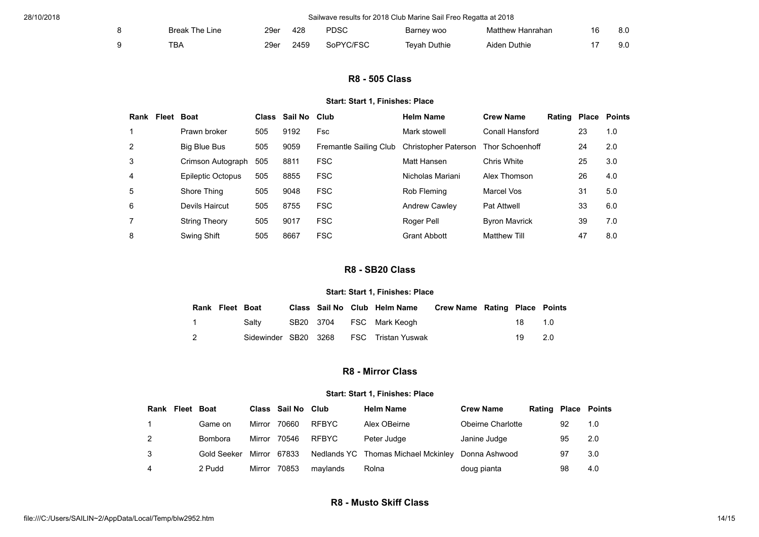| 8 | | Break The Line | 29er | 428 | PDSC | Barney woo | Matthew Hanrahan | | 16 | 8.0 |
|---|---|---|---|---|---|---|---|---|---|---|
| 9 | | TBA | 29er | 2459 | SoPYC/FSC | Teyah Duthie | Aiden Duthie | | 17 | 9.0 |

### R8 - 505 Class

**Start: Start 1, Finishes: Place**

| Rank | Fleet | Boat | Class | Sail No | Club | Helm Name | Crew Name | Rating | Place | Points |
|---|---|---|---|---|---|---|---|---|---|---|
| 1 | | Prawn broker | 505 | 9192 | Fsc | Mark stowell | Conall Hansford | | 23 | 1.0 |
| 2 | | Big Blue Bus | 505 | 9059 | Fremantle Sailing Club | Christopher Paterson | Thor Schoenhoff | | 24 | 2.0 |
| 3 | | Crimson Autograph | 505 | 8811 | FSC | Matt Hansen | Chris White | | 25 | 3.0 |
| 4 | | Epileptic Octopus | 505 | 8855 | FSC | Nicholas Mariani | Alex Thomson | | 26 | 4.0 |
| 5 | | Shore Thing | 505 | 9048 | FSC | Rob Fleming | Marcel Vos | | 31 | 5.0 |
| 6 | | Devils Haircut | 505 | 8755 | FSC | Andrew Cawley | Pat Attwell | | 33 | 6.0 |
| 7 | | String Theory | 505 | 9017 | FSC | Roger Pell | Byron Mavrick | | 39 | 7.0 |
| 8 | | Swing Shift | 505 | 8667 | FSC | Grant Abbott | Matthew Till | | 47 | 8.0 |

### R8 - SB20 Class

**Start: Start 1, Finishes: Place**

| Rank | Fleet | Boat | Class | Sail No | Club | Helm Name | Crew Name | Rating | Place | Points |
|---|---|---|---|---|---|---|---|---|---|---|
| 1 | | Salty | SB20 | 3704 | FSC | Mark Keogh | | | 18 | 1.0 |
| 2 | | Sidewinder | SB20 | 3268 | FSC | Tristan Yuswak | | | 19 | 2.0 |

### R8 - Mirror Class

**Start: Start 1, Finishes: Place**

| Rank | Fleet | Boat | Class | Sail No | Club | Helm Name | Crew Name | Rating | Place | Points |
|---|---|---|---|---|---|---|---|---|---|---|
| 1 | | Game on | Mirror | 70660 | RFBYC | Alex OBeirne | Obeirne Charlotte | | 92 | 1.0 |
| 2 | | Bombora | Mirror | 70546 | RFBYC | Peter Judge | Janine Judge | | 95 | 2.0 |
| 3 | | Gold Seeker | Mirror | 67833 | Nedlands YC | Thomas Michael Mckinley | Donna Ashwood | | 97 | 3.0 |
| 4 | | 2 Pudd | Mirror | 70853 | maylands | Rolna | doug pianta | | 98 | 4.0 |

### R8 - Musto Skiff Class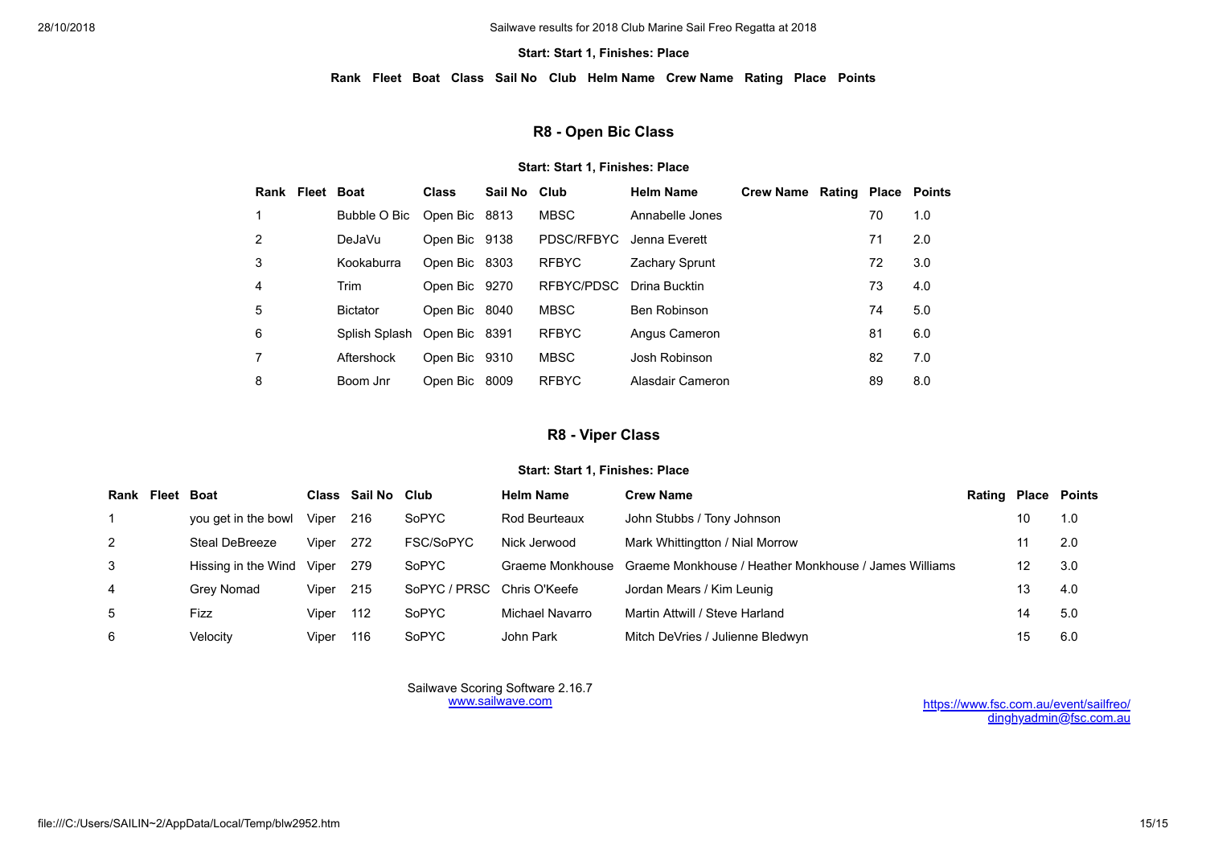**Start: Start 1, Finishes: Place**

**Rank Fleet Boat Class Sail No Club Helm Name Crew Name Rating Place Points**

### R8 - Open Bic Class

**Start: Start 1, Finishes: Place**

| Rank | Fleet | Boat | Class | Sail No | Club | Helm Name | Crew Name | Rating | Place | Points |
|---|---|---|---|---|---|---|---|---|---|---|
| 1 | | Bubble O Bic | Open Bic | 8813 | MBSC | Annabelle Jones | | | 70 | 1.0 |
| 2 | | DeJaVu | Open Bic | 9138 | PDSC/RFBYC | Jenna Everett | | | 71 | 2.0 |
| 3 | | Kookaburra | Open Bic | 8303 | RFBYC | Zachary Sprunt | | | 72 | 3.0 |
| 4 | | Trim | Open Bic | 9270 | RFBYC/PDSC | Drina Bucktin | | | 73 | 4.0 |
| 5 | | Bictator | Open Bic | 8040 | MBSC | Ben Robinson | | | 74 | 5.0 |
| 6 | | Splish Splash | Open Bic | 8391 | RFBYC | Angus Cameron | | | 81 | 6.0 |
| 7 | | Aftershock | Open Bic | 9310 | MBSC | Josh Robinson | | | 82 | 7.0 |
| 8 | | Boom Jnr | Open Bic | 8009 | RFBYC | Alasdair Cameron | | | 89 | 8.0 |

### R8 - Viper Class

**Start: Start 1, Finishes: Place**

| Rank | Fleet | Boat | Class | Sail No | Club | Helm Name | Crew Name | Rating | Place | Points |
|---|---|---|---|---|---|---|---|---|---|---|
| 1 | | you get in the bowl | Viper | 216 | SoPYC | Rod Beurteaux | John Stubbs / Tony Johnson | | 10 | 1.0 |
| 2 | | Steal DeBreeze | Viper | 272 | FSC/SoPYC | Nick Jerwood | Mark Whittingtton / Nial Morrow | | 11 | 2.0 |
| 3 | | Hissing in the Wind | Viper | 279 | SoPYC | Graeme Monkhouse | Graeme Monkhouse / Heather Monkhouse / James Williams | | 12 | 3.0 |
| 4 | | Grey Nomad | Viper | 215 | SoPYC / PRSC | Chris O'Keefe | Jordan Mears / Kim Leunig | | 13 | 4.0 |
| 5 | | Fizz | Viper | 112 | SoPYC | Michael Navarro | Martin Attwill / Steve Harland | | 14 | 5.0 |
| 6 | | Velocity | Viper | 116 | SoPYC | John Park | Mitch DeVries / Julienne Bledwyn | | 15 | 6.0 |

Sailwave Scoring Software 2.16.7
www.sailwave.com

https://www.fsc.com.au/event/sailfreo/
dinghyadmin@fsc.com.au